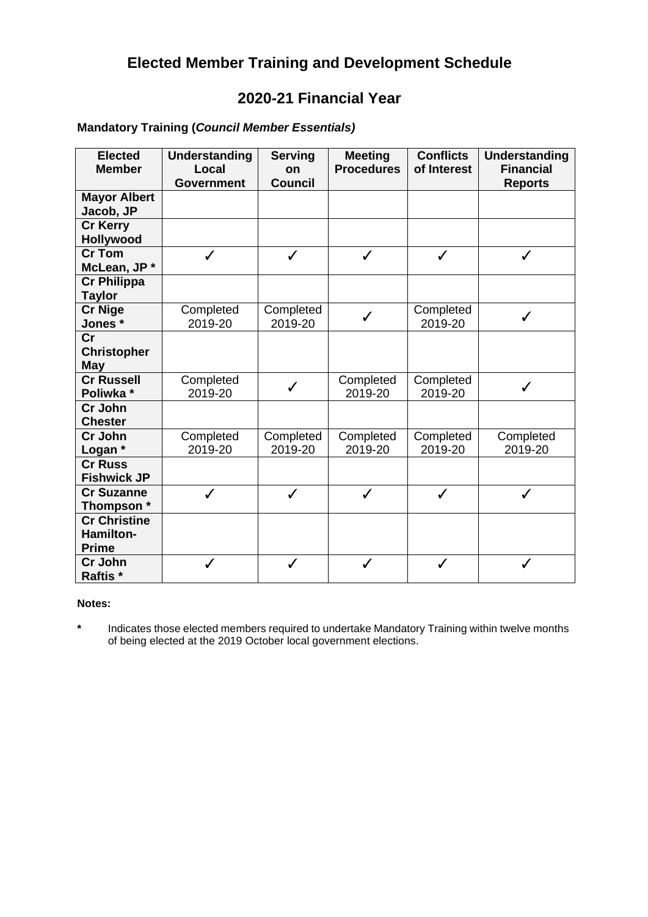# Elected Member Training and Development Schedule

## 2020-21 Financial Year

**Mandatory Training (*Council Member Essentials*)**

| Elected Member | Understanding Local Government | Serving on Council | Meeting Procedures | Conflicts of Interest | Understanding Financial Reports |
|---|---|---|---|---|---|
| **Mayor Albert Jacob, JP** | | | | | |
| **Cr Kerry Hollywood** | | | | | |
| **Cr Tom McLean, JP *** | ✓ | ✓ | ✓ | ✓ | ✓ |
| **Cr Philippa Taylor** | | | | | |
| **Cr Nige Jones *** | Completed 2019-20 | Completed 2019-20 | ✓ | Completed 2019-20 | ✓ |
| **Cr Christopher May** | | | | | |
| **Cr Russell Poliwka *** | Completed 2019-20 | ✓ | Completed 2019-20 | Completed 2019-20 | ✓ |
| **Cr John Chester** | | | | | |
| **Cr John Logan *** | Completed 2019-20 | Completed 2019-20 | Completed 2019-20 | Completed 2019-20 | Completed 2019-20 |
| **Cr Russ Fishwick JP** | | | | | |
| **Cr Suzanne Thompson *** | ✓ | ✓ | ✓ | ✓ | ✓ |
| **Cr Christine Hamilton-Prime** | | | | | |
| **Cr John Raftis *** | ✓ | ✓ | ✓ | ✓ | ✓ |

**Notes:**

**\*** Indicates those elected members required to undertake Mandatory Training within twelve months of being elected at the 2019 October local government elections.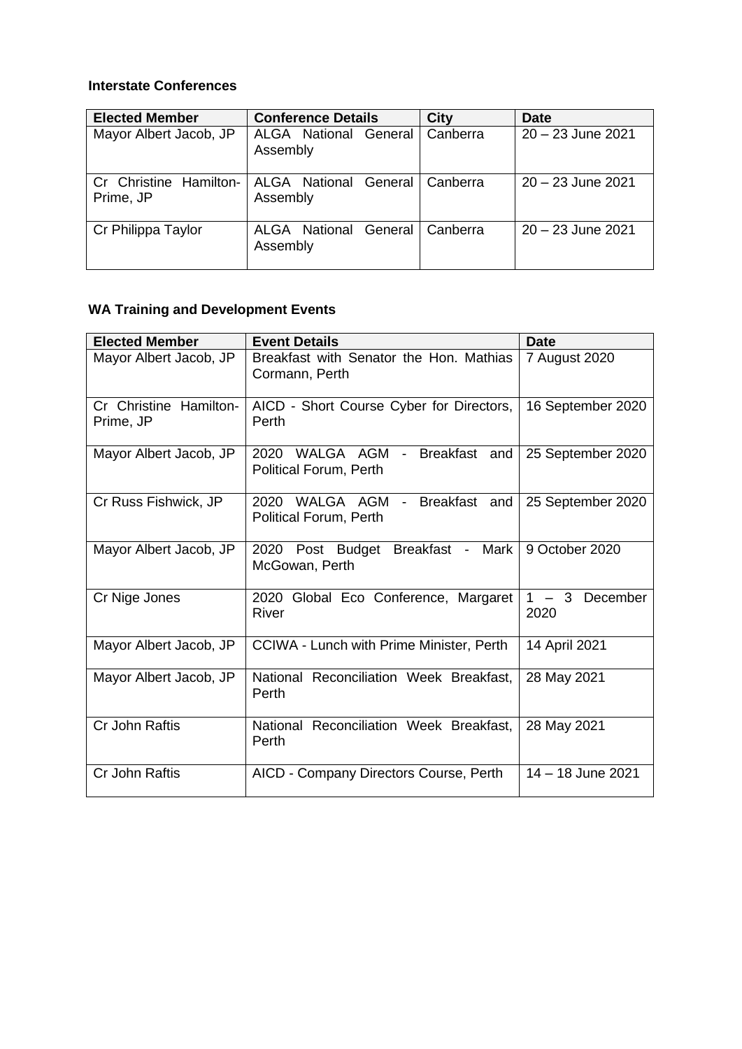**Interstate Conferences**

| Elected Member | Conference Details | City | Date |
|---|---|---|---|
| Mayor Albert Jacob, JP | ALGA National General Assembly | Canberra | 20 – 23 June 2021 |
| Cr Christine Hamilton-Prime, JP | ALGA National General Assembly | Canberra | 20 – 23 June 2021 |
| Cr Philippa Taylor | ALGA National General Assembly | Canberra | 20 – 23 June 2021 |

**WA Training and Development Events**

| Elected Member | Event Details | Date |
|---|---|---|
| Mayor Albert Jacob, JP | Breakfast with Senator the Hon. Mathias Cormann, Perth | 7 August 2020 |
| Cr Christine Hamilton-Prime, JP | AICD - Short Course Cyber for Directors, Perth | 16 September 2020 |
| Mayor Albert Jacob, JP | 2020 WALGA AGM - Breakfast and Political Forum, Perth | 25 September 2020 |
| Cr Russ Fishwick, JP | 2020 WALGA AGM - Breakfast and Political Forum, Perth | 25 September 2020 |
| Mayor Albert Jacob, JP | 2020 Post Budget Breakfast - Mark McGowan, Perth | 9 October 2020 |
| Cr Nige Jones | 2020 Global Eco Conference, Margaret River | 1 – 3 December 2020 |
| Mayor Albert Jacob, JP | CCIWA - Lunch with Prime Minister, Perth | 14 April 2021 |
| Mayor Albert Jacob, JP | National Reconciliation Week Breakfast, Perth | 28 May 2021 |
| Cr John Raftis | National Reconciliation Week Breakfast, Perth | 28 May 2021 |
| Cr John Raftis | AICD - Company Directors Course, Perth | 14 – 18 June 2021 |